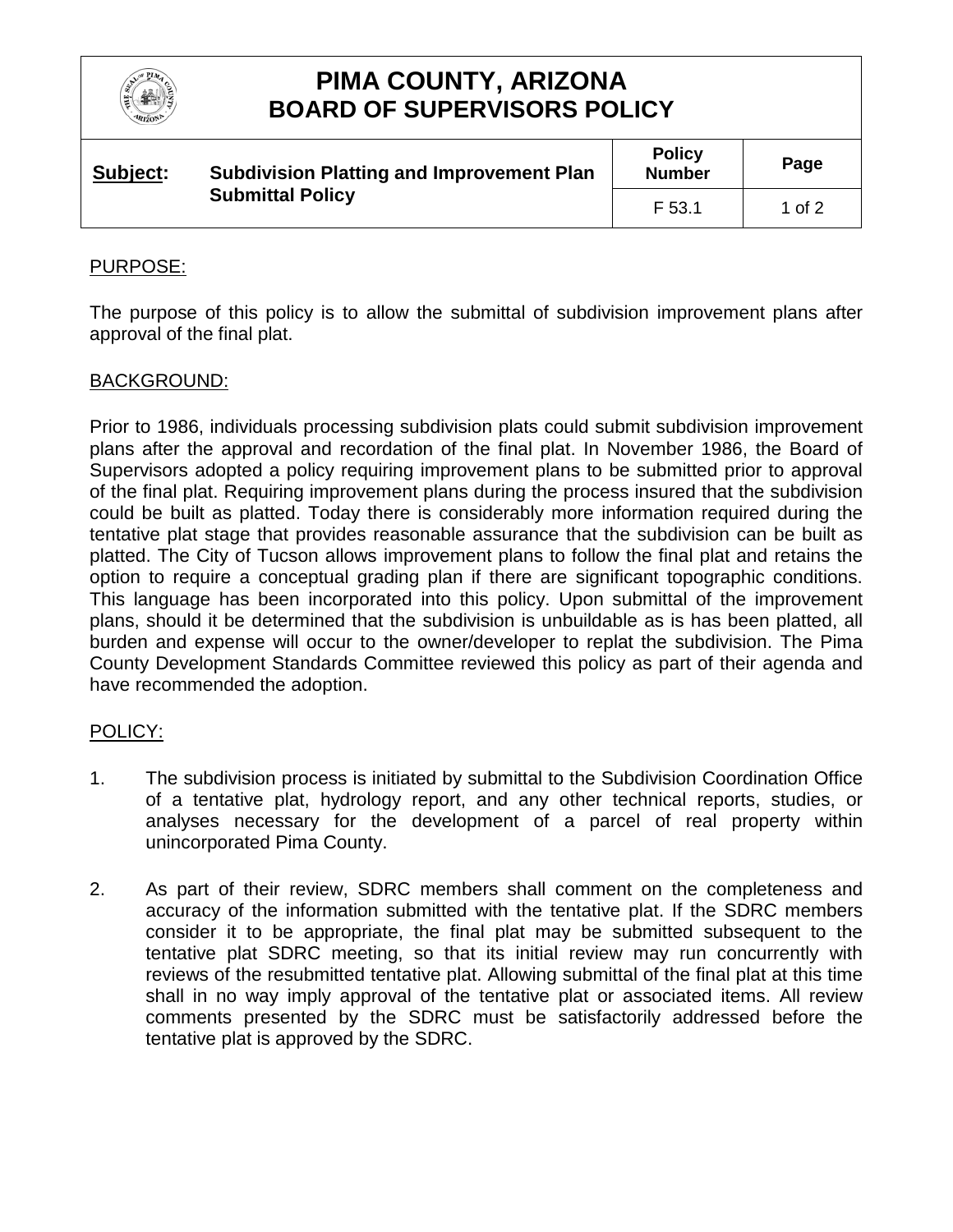# PIMA COUNTY, ARIZONA
# BOARD OF SUPERVISORS POLICY

| Subject: | Subdivision Platting and Improvement Plan Submittal Policy | Policy Number | Page |
|---|---|---|---|
| | | F 53.1 | 1 of 2 |

## PURPOSE:

The purpose of this policy is to allow the submittal of subdivision improvement plans after approval of the final plat.

## BACKGROUND:

Prior to 1986, individuals processing subdivision plats could submit subdivision improvement plans after the approval and recordation of the final plat. In November 1986, the Board of Supervisors adopted a policy requiring improvement plans to be submitted prior to approval of the final plat. Requiring improvement plans during the process insured that the subdivision could be built as platted. Today there is considerably more information required during the tentative plat stage that provides reasonable assurance that the subdivision can be built as platted. The City of Tucson allows improvement plans to follow the final plat and retains the option to require a conceptual grading plan if there are significant topographic conditions. This language has been incorporated into this policy. Upon submittal of the improvement plans, should it be determined that the subdivision is unbuildable as is has been platted, all burden and expense will occur to the owner/developer to replat the subdivision. The Pima County Development Standards Committee reviewed this policy as part of their agenda and have recommended the adoption.

## POLICY:

1. The subdivision process is initiated by submittal to the Subdivision Coordination Office of a tentative plat, hydrology report, and any other technical reports, studies, or analyses necessary for the development of a parcel of real property within unincorporated Pima County.

2. As part of their review, SDRC members shall comment on the completeness and accuracy of the information submitted with the tentative plat. If the SDRC members consider it to be appropriate, the final plat may be submitted subsequent to the tentative plat SDRC meeting, so that its initial review may run concurrently with reviews of the resubmitted tentative plat. Allowing submittal of the final plat at this time shall in no way imply approval of the tentative plat or associated items. All review comments presented by the SDRC must be satisfactorily addressed before the tentative plat is approved by the SDRC.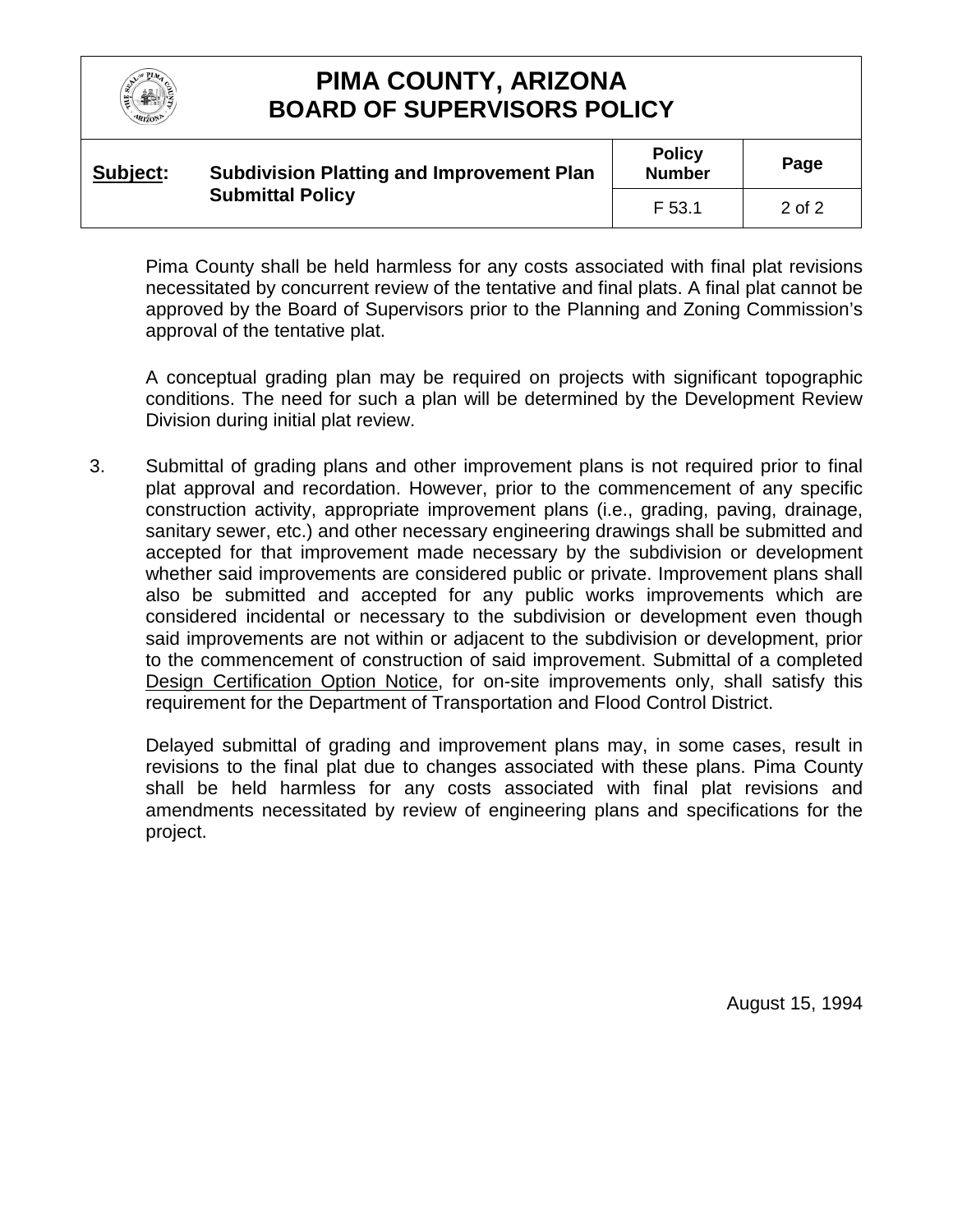Pima County shall be held harmless for any costs associated with final plat revisions necessitated by concurrent review of the tentative and final plats. A final plat cannot be approved by the Board of Supervisors prior to the Planning and Zoning Commission's approval of the tentative plat.

A conceptual grading plan may be required on projects with significant topographic conditions. The need for such a plan will be determined by the Development Review Division during initial plat review.

3. Submittal of grading plans and other improvement plans is not required prior to final plat approval and recordation. However, prior to the commencement of any specific construction activity, appropriate improvement plans (i.e., grading, paving, drainage, sanitary sewer, etc.) and other necessary engineering drawings shall be submitted and accepted for that improvement made necessary by the subdivision or development whether said improvements are considered public or private. Improvement plans shall also be submitted and accepted for any public works improvements which are considered incidental or necessary to the subdivision or development even though said improvements are not within or adjacent to the subdivision or development, prior to the commencement of construction of said improvement. Submittal of a completed Design Certification Option Notice, for on-site improvements only, shall satisfy this requirement for the Department of Transportation and Flood Control District.

   Delayed submittal of grading and improvement plans may, in some cases, result in revisions to the final plat due to changes associated with these plans. Pima County shall be held harmless for any costs associated with final plat revisions and amendments necessitated by review of engineering plans and specifications for the project.

August 15, 1994